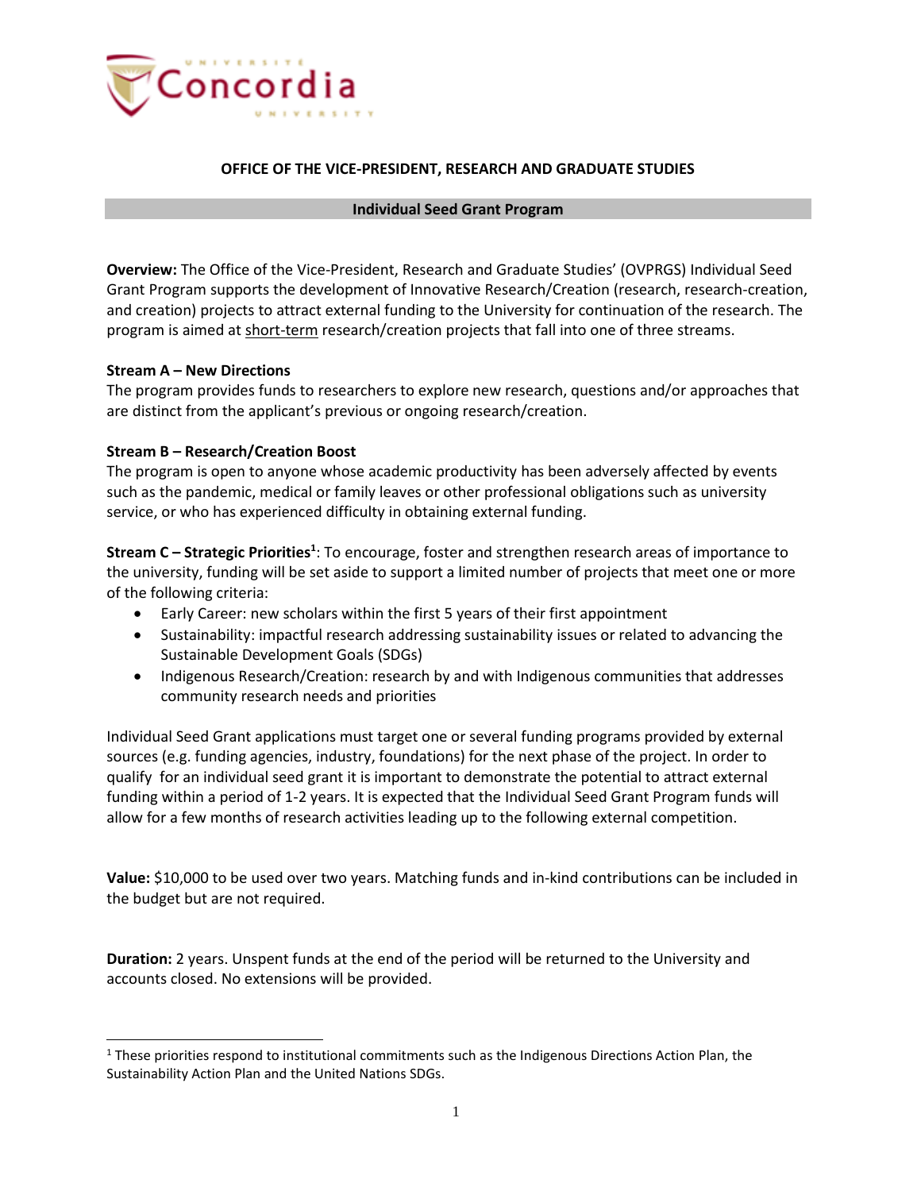**OFFICE OF THE VICE-PRESIDENT, RESEARCH AND GRADUATE STUDIES**

## Individual Seed Grant Program

**Overview:** The Office of the Vice-President, Research and Graduate Studies' (OVPRGS) Individual Seed Grant Program supports the development of Innovative Research/Creation (research, research-creation, and creation) projects to attract external funding to the University for continuation of the research. The program is aimed at short-term research/creation projects that fall into one of three streams.

**Stream A – New Directions**
The program provides funds to researchers to explore new research, questions and/or approaches that are distinct from the applicant's previous or ongoing research/creation.

**Stream B – Research/Creation Boost**
The program is open to anyone whose academic productivity has been adversely affected by events such as the pandemic, medical or family leaves or other professional obligations such as university service, or who has experienced difficulty in obtaining external funding.

**Stream C – Strategic Priorities**[1]: To encourage, foster and strengthen research areas of importance to the university, funding will be set aside to support a limited number of projects that meet one or more of the following criteria:

- Early Career: new scholars within the first 5 years of their first appointment
- Sustainability: impactful research addressing sustainability issues or related to advancing the Sustainable Development Goals (SDGs)
- Indigenous Research/Creation: research by and with Indigenous communities that addresses community research needs and priorities

Individual Seed Grant applications must target one or several funding programs provided by external sources (e.g. funding agencies, industry, foundations) for the next phase of the project. In order to qualify for an individual seed grant it is important to demonstrate the potential to attract external funding within a period of 1-2 years. It is expected that the Individual Seed Grant Program funds will allow for a few months of research activities leading up to the following external competition.

**Value:** $10,000 to be used over two years. Matching funds and in-kind contributions can be included in the budget but are not required.

**Duration:** 2 years. Unspent funds at the end of the period will be returned to the University and accounts closed. No extensions will be provided.

---

[1] These priorities respond to institutional commitments such as the Indigenous Directions Action Plan, the Sustainability Action Plan and the United Nations SDGs.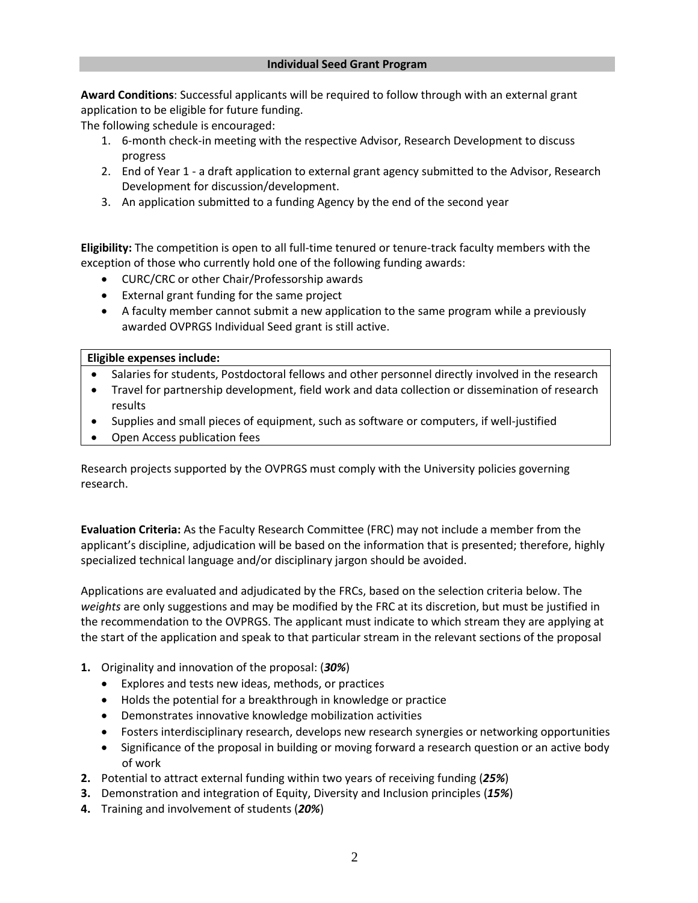## Individual Seed Grant Program

**Award Conditions**: Successful applicants will be required to follow through with an external grant application to be eligible for future funding.
The following schedule is encouraged:

1. 6-month check-in meeting with the respective Advisor, Research Development to discuss progress
2. End of Year 1 - a draft application to external grant agency submitted to the Advisor, Research Development for discussion/development.
3. An application submitted to a funding Agency by the end of the second year

**Eligibility:** The competition is open to all full-time tenured or tenure-track faculty members with the exception of those who currently hold one of the following funding awards:

- CURC/CRC or other Chair/Professorship awards
- External grant funding for the same project
- A faculty member cannot submit a new application to the same program while a previously awarded OVPRGS Individual Seed grant is still active.

| **Eligible expenses include:** |
| --- |
| • Salaries for students, Postdoctoral fellows and other personnel directly involved in the research<br>• Travel for partnership development, field work and data collection or dissemination of research results<br>• Supplies and small pieces of equipment, such as software or computers, if well-justified<br>• Open Access publication fees |

Research projects supported by the OVPRGS must comply with the University policies governing research.

**Evaluation Criteria:** As the Faculty Research Committee (FRC) may not include a member from the applicant's discipline, adjudication will be based on the information that is presented; therefore, highly specialized technical language and/or disciplinary jargon should be avoided.

Applications are evaluated and adjudicated by the FRCs, based on the selection criteria below. The *weights* are only suggestions and may be modified by the FRC at its discretion, but must be justified in the recommendation to the OVPRGS. The applicant must indicate to which stream they are applying at the start of the application and speak to that particular stream in the relevant sections of the proposal

1. Originality and innovation of the proposal: (***30%***)
   - Explores and tests new ideas, methods, or practices
   - Holds the potential for a breakthrough in knowledge or practice
   - Demonstrates innovative knowledge mobilization activities
   - Fosters interdisciplinary research, develops new research synergies or networking opportunities
   - Significance of the proposal in building or moving forward a research question or an active body of work
2. Potential to attract external funding within two years of receiving funding (***25%***)
3. Demonstration and integration of Equity, Diversity and Inclusion principles (***15%***)
4. Training and involvement of students (***20%***)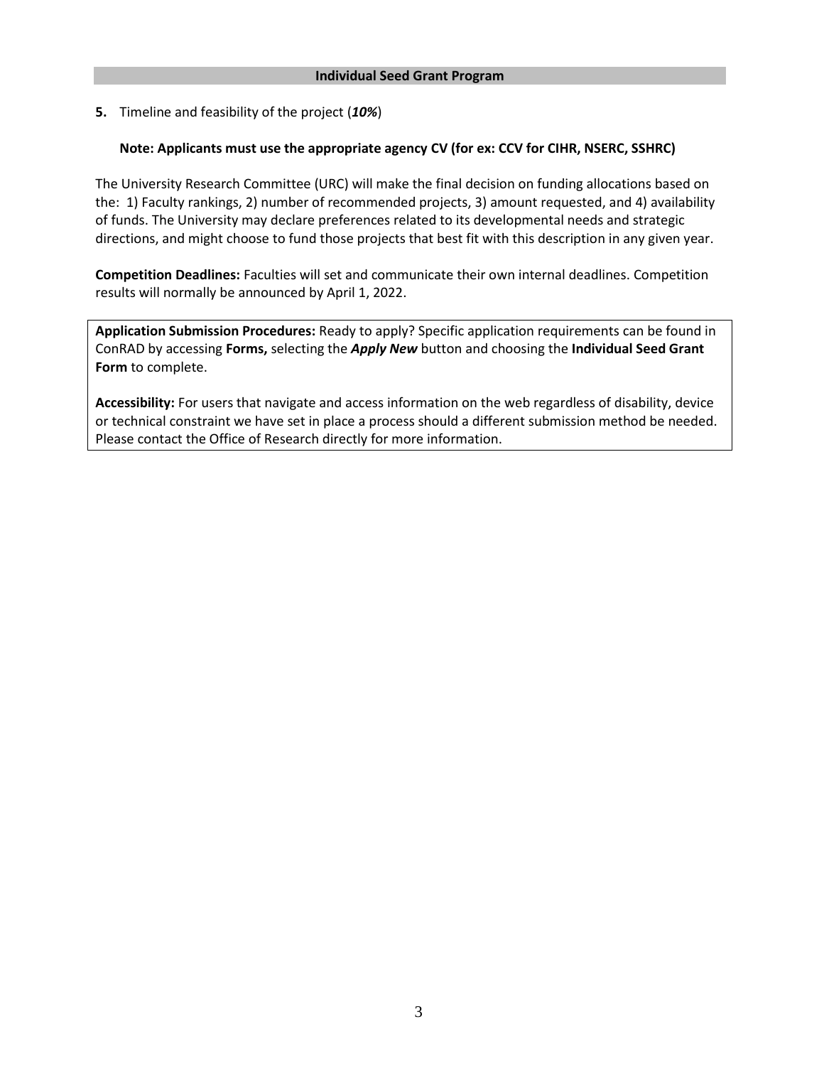**5.** Timeline and feasibility of the project (***10%***)

**Note: Applicants must use the appropriate agency CV (for ex: CCV for CIHR, NSERC, SSHRC)**

The University Research Committee (URC) will make the final decision on funding allocations based on the: 1) Faculty rankings, 2) number of recommended projects, 3) amount requested, and 4) availability of funds. The University may declare preferences related to its developmental needs and strategic directions, and might choose to fund those projects that best fit with this description in any given year.

**Competition Deadlines:** Faculties will set and communicate their own internal deadlines. Competition results will normally be announced by April 1, 2022.

**Application Submission Procedures:** Ready to apply? Specific application requirements can be found in ConRAD by accessing **Forms,** selecting the ***Apply New*** button and choosing the **Individual Seed Grant Form** to complete.

**Accessibility:** For users that navigate and access information on the web regardless of disability, device or technical constraint we have set in place a process should a different submission method be needed. Please contact the Office of Research directly for more information.